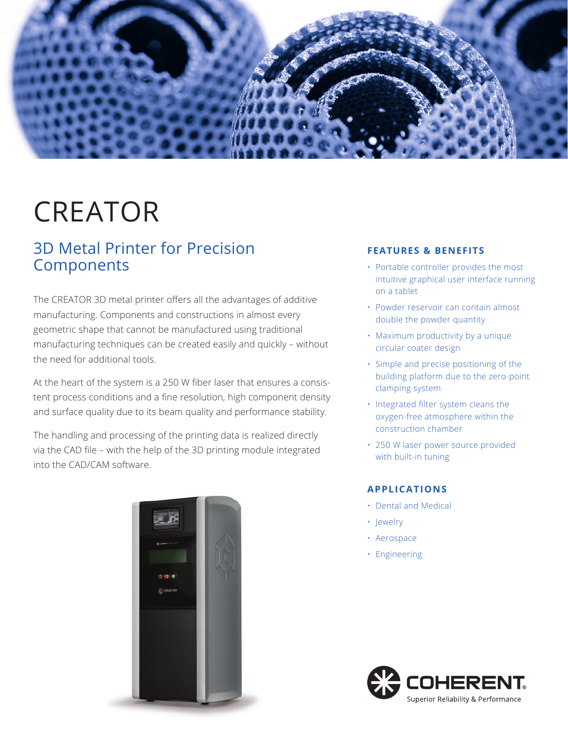# CREATOR

## 3D Metal Printer for Precision Components

The CREATOR 3D metal printer offers all the advantages of additive manufacturing. Components and constructions in almost every geometric shape that cannot be manufactured using traditional manufacturing techniques can be created easily and quickly – without the need for additional tools.

At the heart of the system is a 250 W fiber laser that ensures a consistent process conditions and a fine resolution, high component density and surface quality due to its beam quality and performance stability.

The handling and processing of the printing data is realized directly via the CAD file – with the help of the 3D printing module integrated into the CAD/CAM software.

### FEATURES & BENEFITS

- Portable controller provides the most intuitive graphical user interface running on a tablet
- Powder reservoir can contain almost double the powder quantity
- Maximum productivity by a unique circular coater design
- Simple and precise positioning of the building platform due to the zero-point clamping system
- Integrated filter system cleans the oxygen-free atmosphere within the construction chamber
- 250 W laser power source provided with built-in tuning

### APPLICATIONS

- Dental and Medical
- Jewelry
- Aerospace
- Engineering

COHERENT
Superior Reliability & Performance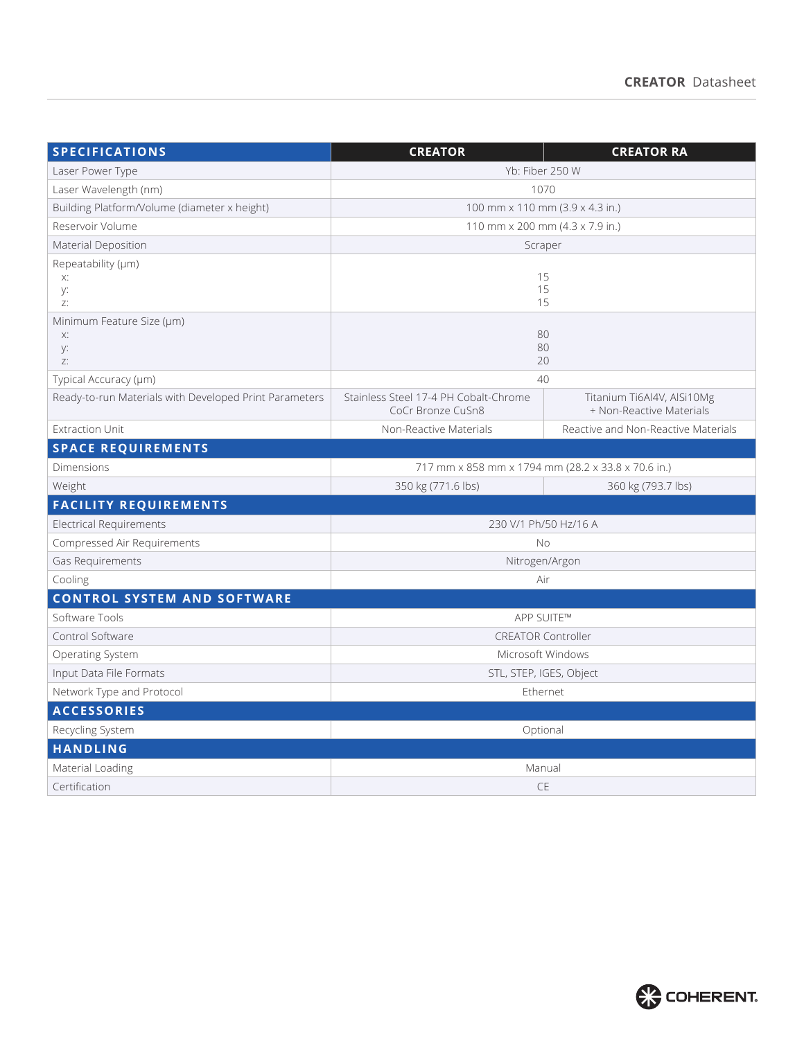| SPECIFICATIONS | CREATOR | CREATOR RA |
|---|---|---|
| Laser Power Type | Yb: Fiber 250 W | |
| Laser Wavelength (nm) | 1070 | |
| Building Platform/Volume (diameter x height) | 100 mm x 110 mm (3.9 x 4.3 in.) | |
| Reservoir Volume | 110 mm x 200 mm (4.3 x 7.9 in.) | |
| Material Deposition | Scraper | |
| Repeatability (µm)<br>x:<br>y:<br>z: | 15<br>15<br>15 | |
| Minimum Feature Size (µm)<br>x:<br>y:<br>z: | 80<br>80<br>20 | |
| Typical Accuracy (µm) | 40 | |
| Ready-to-run Materials with Developed Print Parameters | Stainless Steel 17-4 PH Cobalt-Chrome CoCr Bronze CuSn8 | Titanium Ti6Al4V, AlSi10Mg + Non-Reactive Materials |
| Extraction Unit | Non-Reactive Materials | Reactive and Non-Reactive Materials |
| **SPACE REQUIREMENTS** | | |
| Dimensions | 717 mm x 858 mm x 1794 mm (28.2 x 33.8 x 70.6 in.) | |
| Weight | 350 kg (771.6 lbs) | 360 kg (793.7 lbs) |
| **FACILITY REQUIREMENTS** | | |
| Electrical Requirements | 230 V/1 Ph/50 Hz/16 A | |
| Compressed Air Requirements | No | |
| Gas Requirements | Nitrogen/Argon | |
| Cooling | Air | |
| **CONTROL SYSTEM AND SOFTWARE** | | |
| Software Tools | APP SUITE™ | |
| Control Software | CREATOR Controller | |
| Operating System | Microsoft Windows | |
| Input Data File Formats | STL, STEP, IGES, Object | |
| Network Type and Protocol | Ethernet | |
| **ACCESSORIES** | | |
| Recycling System | Optional | |
| **HANDLING** | | |
| Material Loading | Manual | |
| Certification | CE | |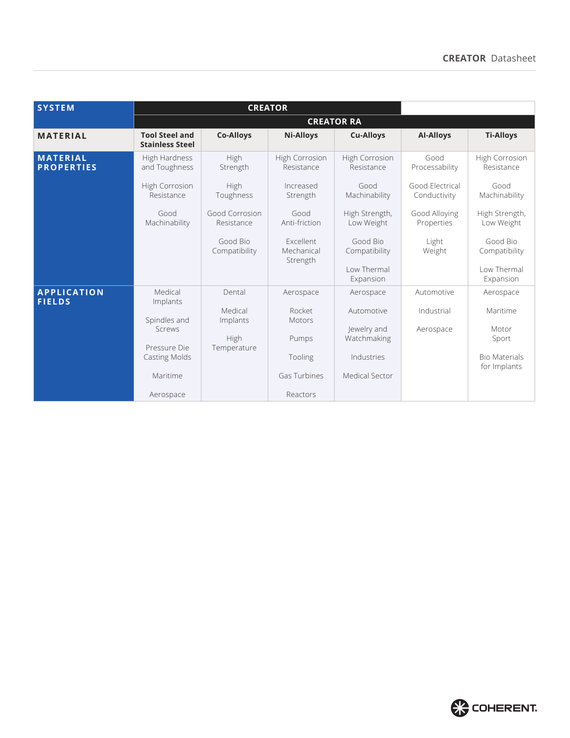| SYSTEM | CREATOR | | | | | |
|---|---|---|---|---|---|---|
| | CREATOR RA | | | | | |
| **MATERIAL** | **Tool Steel and Stainless Steel** | **Co-Alloys** | **Ni-Alloys** | **Cu-Alloys** | **Al-Alloys** | **Ti-Alloys** |
| **MATERIAL PROPERTIES** | High Hardness and Toughness<br><br>High Corrosion Resistance<br><br>Good Machinability | High Strength<br><br>High Toughness<br><br>Good Corrosion Resistance<br><br>Good Bio Compatibility | High Corrosion Resistance<br><br>Increased Strength<br><br>Good Anti-friction<br><br>Excellent Mechanical Strength | High Corrosion Resistance<br><br>Good Machinability<br><br>High Strength, Low Weight<br><br>Good Bio Compatibility<br><br>Low Thermal Expansion | Good Processability<br><br>Good Electrical Conductivity<br><br>Good Alloying Properties<br><br>Light Weight | High Corrosion Resistance<br><br>Good Machinability<br><br>High Strength, Low Weight<br><br>Good Bio Compatibility<br><br>Low Thermal Expansion |
| **APPLICATION FIELDS** | Medical Implants<br><br>Spindles and Screws<br><br>Pressure Die Casting Molds<br><br>Maritime<br><br>Aerospace | Dental<br><br>Medical Implants<br><br>High Temperature | Aerospace<br><br>Rocket Motors<br><br>Pumps<br><br>Tooling<br><br>Gas Turbines<br><br>Reactors | Aerospace<br><br>Automotive<br><br>Jewelry and Watchmaking<br><br>Industries<br><br>Medical Sector | Automotive<br><br>Industrial<br><br>Aerospace | Aerospace<br><br>Maritime<br><br>Motor Sport<br><br>Bio Materials for Implants |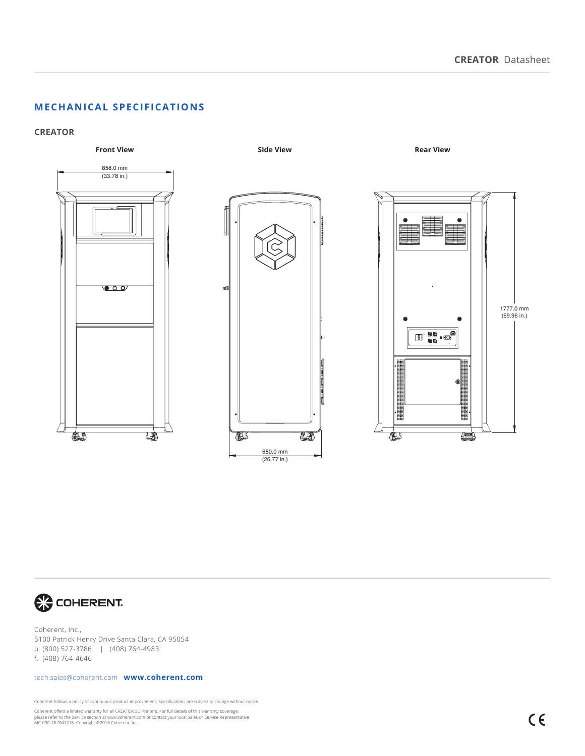## MECHANICAL SPECIFICATIONS

### CREATOR

Front View

858.0 mm
(33.78 in.)

Side View

680.0 mm
(26.77 in.)

Rear View

1777.0 mm
(69.96 in.)

COHERENT.

Coherent, Inc.,
5100 Patrick Henry Drive Santa Clara, CA 95054
p. (800) 527-3786 | (408) 764-4983
f. (408) 764-4646

tech.sales@coherent.com **www.coherent.com**

Coherent follows a policy of continuous product improvement. Specifications are subject to change without notice.

Coherent offers a limited warranty for all CREATOR 3D Printers. For full details of this warranty coverage, please refer to the Service section at www.coherent.com or contact your local Sales or Service Representative.
MC-030-18-0M1218 Copyright ©2018 Coherent, Inc.

CE